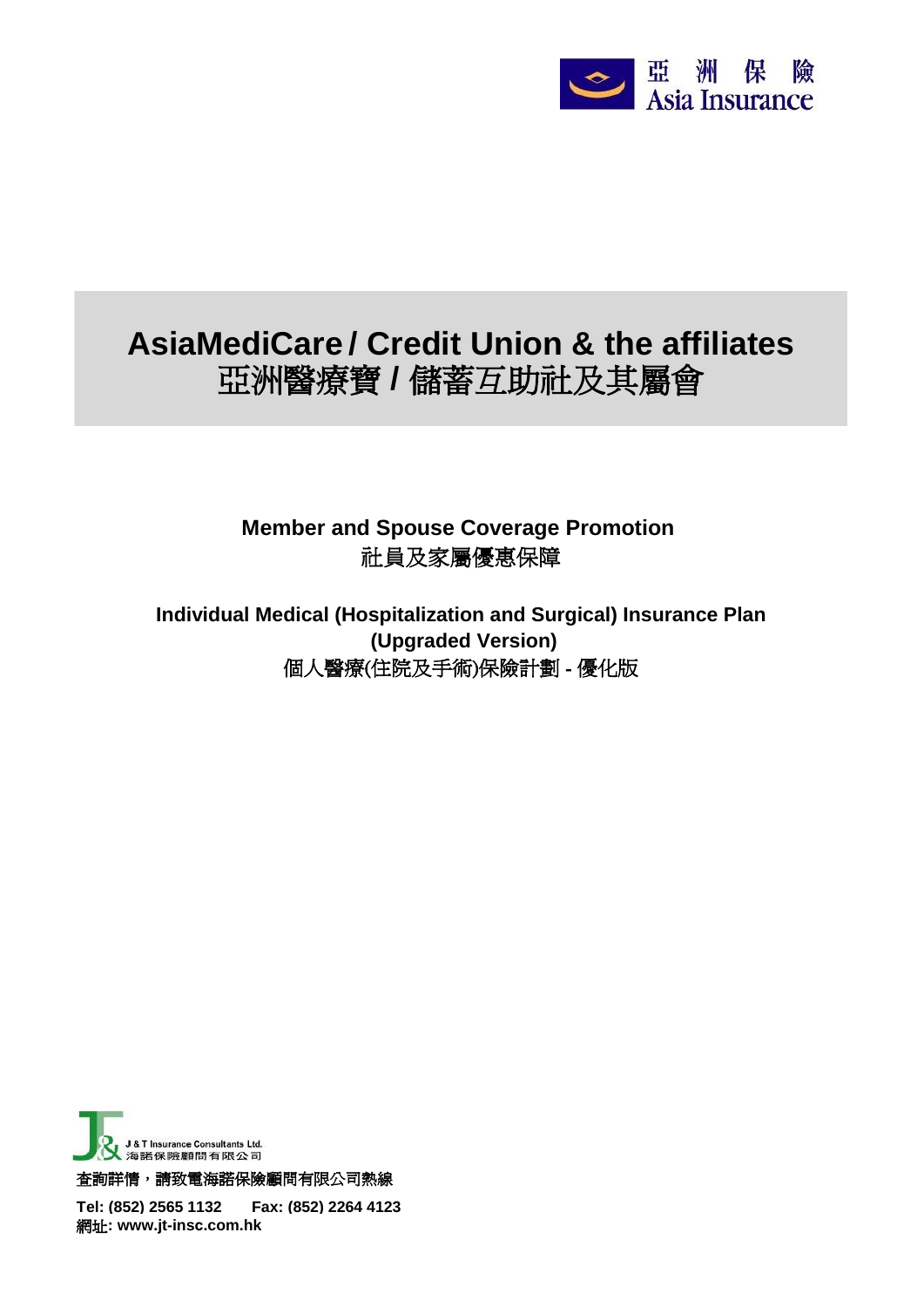亞洲保險
Asia Insurance

# AsiaMediCare / Credit Union & the affiliates
# 亞洲醫療寶 / 儲蓄互助社及其屬會

## Member and Spouse Coverage Promotion
## 社員及家屬優惠保障

## Individual Medical (Hospitalization and Surgical) Insurance Plan (Upgraded Version)
## 個人醫療(住院及手術)保險計劃 - 優化版

J & T Insurance Consultants Ltd.
海諾保險顧問有限公司

查詢詳情，請致電海諾保險顧問有限公司熱線

**Tel: (852) 2565 1132 Fax: (852) 2264 4123**
**網址: www.jt-insc.com.hk**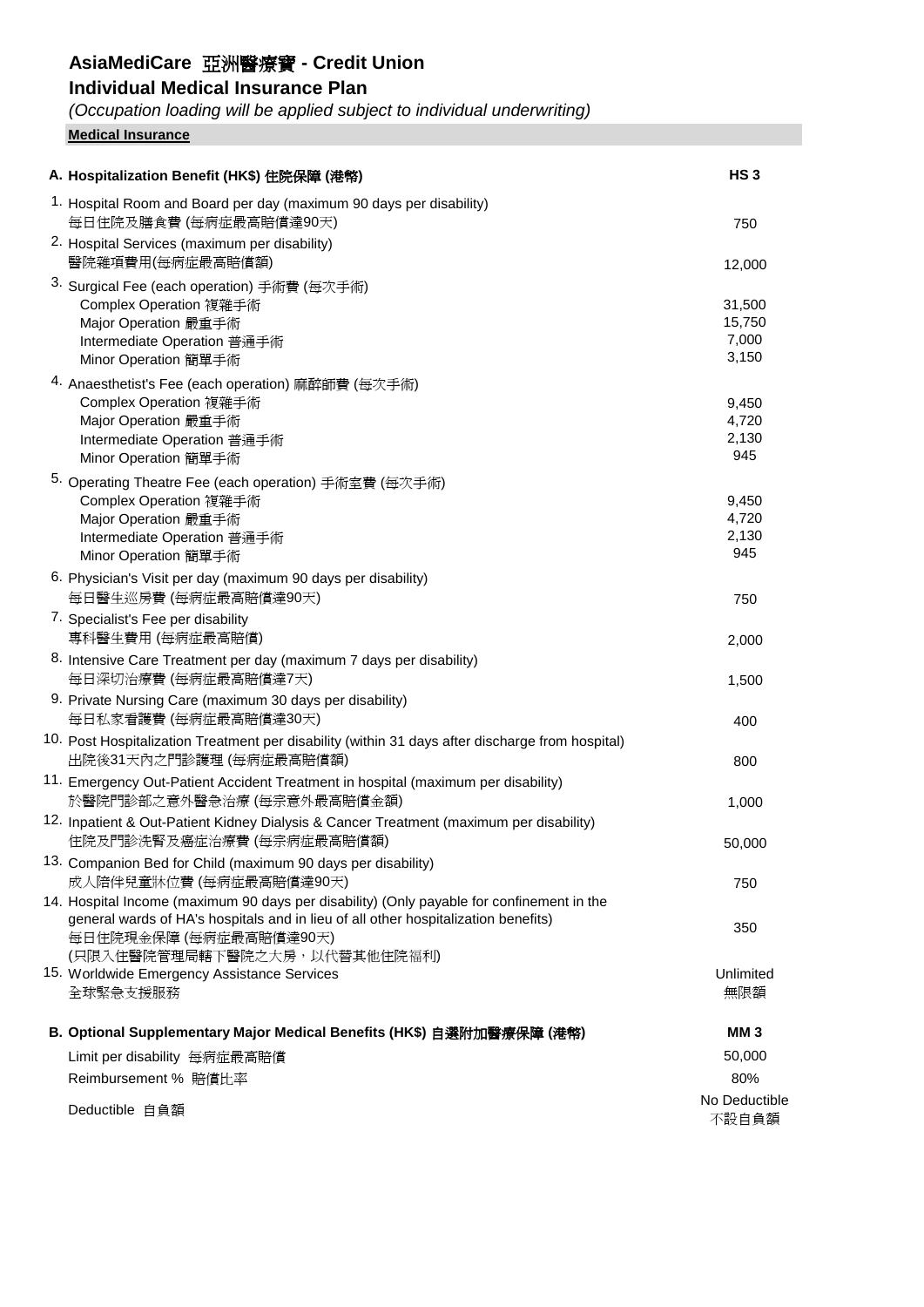# AsiaMediCare 亞洲醫療寶 - Credit Union

## Individual Medical Insurance Plan

*(Occupation loading will be applied subject to individual underwriting)*

**Medical Insurance**

| A. Hospitalization Benefit (HK$) 住院保障 (港幣) | HS 3 |
|---|---|
| 1. Hospital Room and Board per day (maximum 90 days per disability)<br>每日住院及膳食費 (每病症最高賠償達90天) | 750 |
| 2. Hospital Services (maximum per disability)<br>醫院雜項費用(每病症最高賠償額) | 12,000 |
| 3. Surgical Fee (each operation) 手術費 (每次手術) | |
| Complex Operation 複雜手術 | 31,500 |
| Major Operation 嚴重手術 | 15,750 |
| Intermediate Operation 普通手術 | 7,000 |
| Minor Operation 簡單手術 | 3,150 |
| 4. Anaesthetist's Fee (each operation) 麻醉師費 (每次手術) | |
| Complex Operation 複雜手術 | 9,450 |
| Major Operation 嚴重手術 | 4,720 |
| Intermediate Operation 普通手術 | 2,130 |
| Minor Operation 簡單手術 | 945 |
| 5. Operating Theatre Fee (each operation) 手術室費 (每次手術) | |
| Complex Operation 複雜手術 | 9,450 |
| Major Operation 嚴重手術 | 4,720 |
| Intermediate Operation 普通手術 | 2,130 |
| Minor Operation 簡單手術 | 945 |
| 6. Physician's Visit per day (maximum 90 days per disability)<br>每日醫生巡房費 (每病症最高賠償達90天) | 750 |
| 7. Specialist's Fee per disability<br>專科醫生費用 (每病症最高賠償) | 2,000 |
| 8. Intensive Care Treatment per day (maximum 7 days per disability)<br>每日深切治療費 (每病症最高賠償達7天) | 1,500 |
| 9. Private Nursing Care (maximum 30 days per disability)<br>每日私家看護費 (每病症最高賠償達30天) | 400 |
| 10. Post Hospitalization Treatment per disability (within 31 days after discharge from hospital)<br>出院後31天內之門診護理 (每病症最高賠償額) | 800 |
| 11. Emergency Out-Patient Accident Treatment in hospital (maximum per disability)<br>於醫院門診部之意外醫急治療 (每宗意外最高賠償金額) | 1,000 |
| 12. Inpatient & Out-Patient Kidney Dialysis & Cancer Treatment (maximum per disability)<br>住院及門診洗腎及癌症治療費 (每宗病症最高賠償額) | 50,000 |
| 13. Companion Bed for Child (maximum 90 days per disability)<br>成人陪伴兒童牀位費 (每病症最高賠償達90天) | 750 |
| 14. Hospital Income (maximum 90 days per disability) (Only payable for confinement in the general wards of HA's hospitals and in lieu of all other hospitalization benefits)<br>每日住院現金保障 (每病症最高賠償達90天)<br>(只限入住醫院管理局轄下醫院之大房，以代替其他住院福利) | 350 |
| 15. Worldwide Emergency Assistance Services<br>全球緊急支援服務 | Unlimited<br>無限額 |

| B. Optional Supplementary Major Medical Benefits (HK$) 自選附加醫療保障 (港幣) | MM 3 |
|---|---|
| Limit per disability 每病症最高賠償 | 50,000 |
| Reimbursement % 賠償比率 | 80% |
| Deductible 自負額 | No Deductible<br>不設自負額 |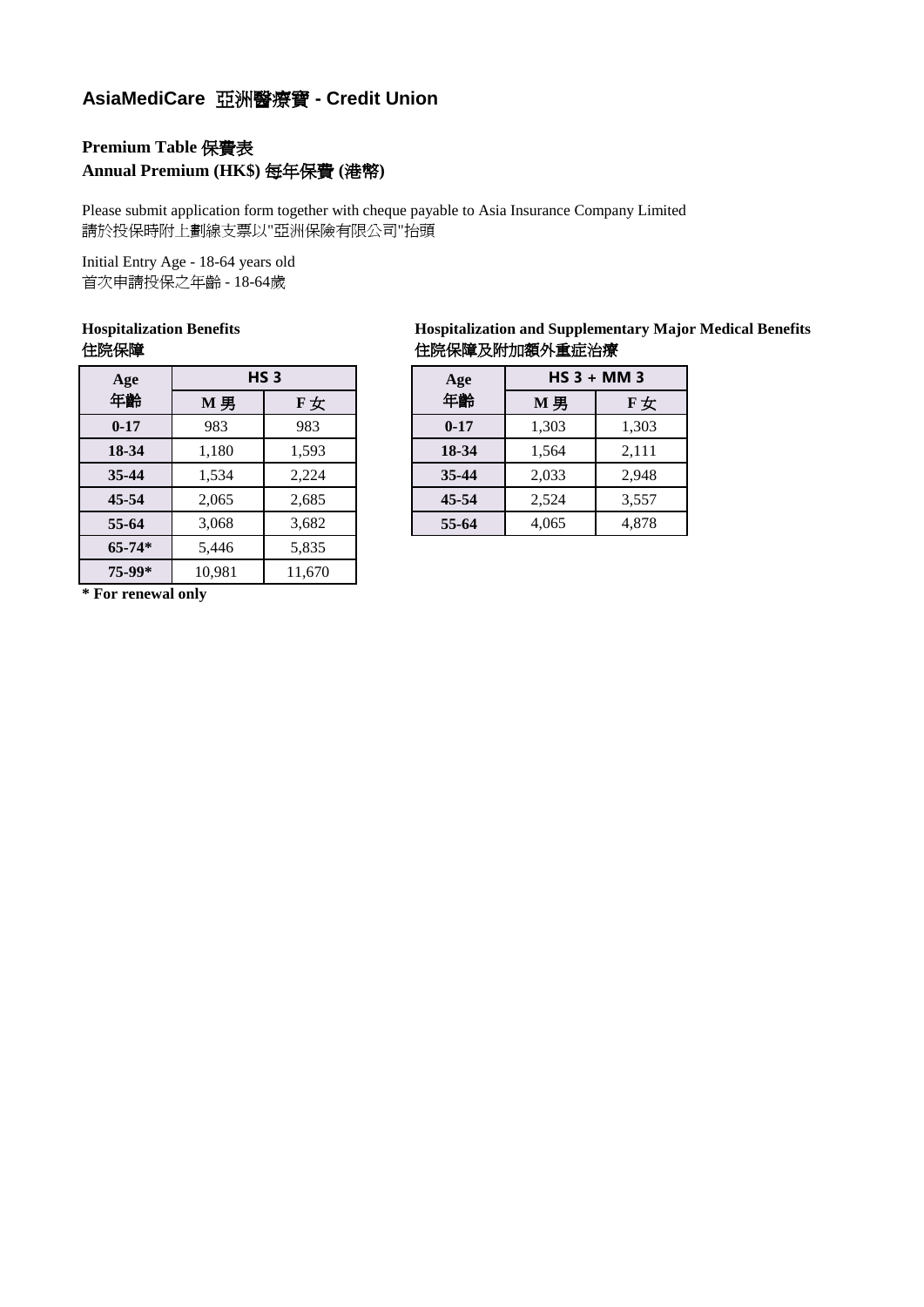# AsiaMediCare 亞洲醫療寶 - Credit Union

**Premium Table 保費表**
**Annual Premium (HK$) 每年保費 (港幣)**

Please submit application form together with cheque payable to Asia Insurance Company Limited
請於投保時附上劃線支票以"亞洲保險有限公司"抬頭

Initial Entry Age - 18-64 years old
首次申請投保之年齡 - 18-64歲

**Hospitalization Benefits**
**住院保障**

| Age 年齡 | HS 3 | |
|---|---|---|
| | M 男 | F 女 |
| **0-17** | 983 | 983 |
| **18-34** | 1,180 | 1,593 |
| **35-44** | 1,534 | 2,224 |
| **45-54** | 2,065 | 2,685 |
| **55-64** | 3,068 | 3,682 |
| **65-74*** | 5,446 | 5,835 |
| **75-99*** | 10,981 | 11,670 |

**\* For renewal only**

**Hospitalization and Supplementary Major Medical Benefits**
**住院保障及附加額外重症治療**

| Age 年齡 | HS 3 + MM 3 | |
|---|---|---|
| | M 男 | F 女 |
| **0-17** | 1,303 | 1,303 |
| **18-34** | 1,564 | 2,111 |
| **35-44** | 2,033 | 2,948 |
| **45-54** | 2,524 | 3,557 |
| **55-64** | 4,065 | 4,878 |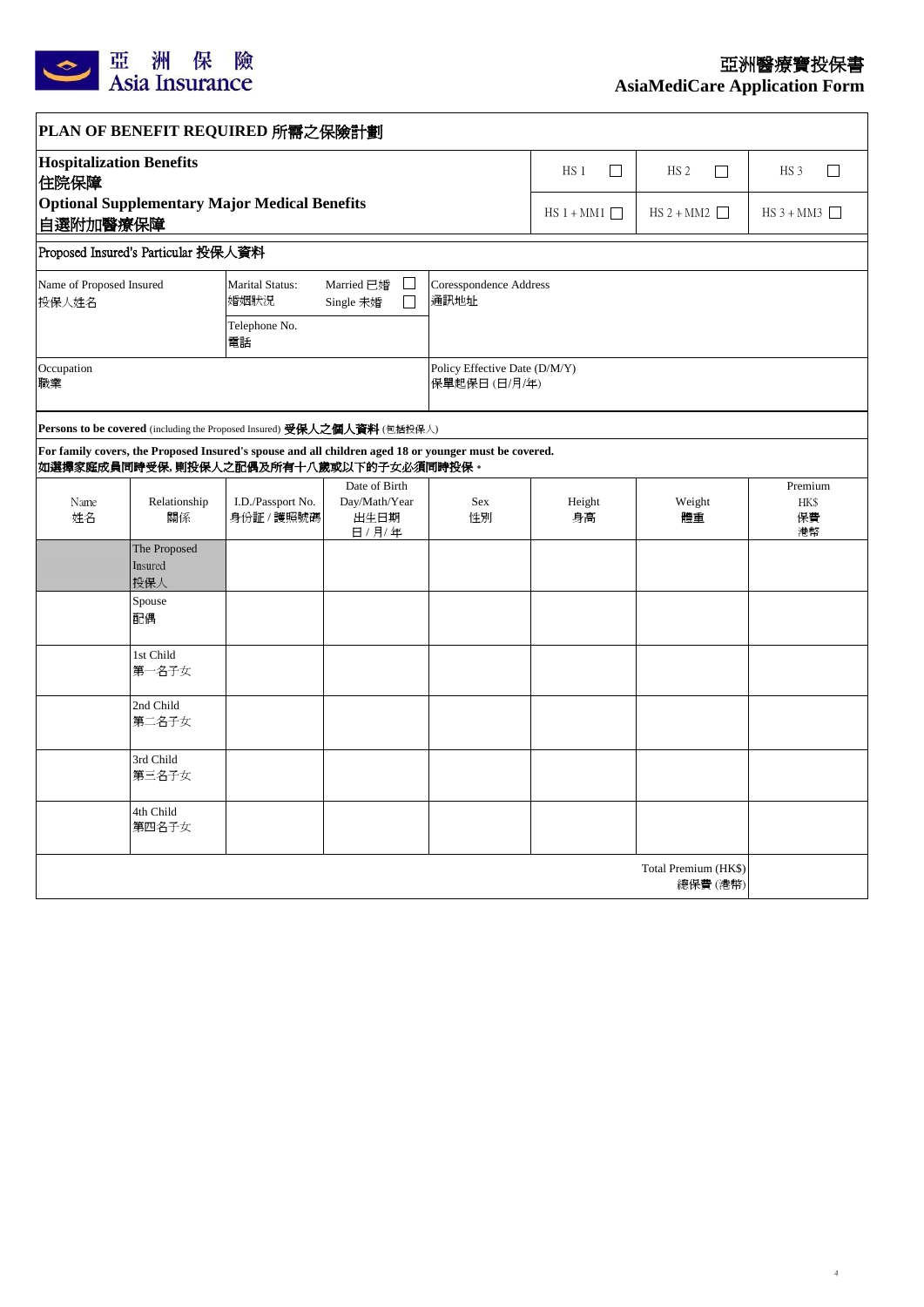亞 洲 保 險
Asia Insurance

# 亞洲醫療寶投保書
# AsiaMediCare Application Form

## PLAN OF BENEFIT REQUIRED 所需之保險計劃

| | | | |
|---|---|---|---|
| **Hospitalization Benefits 住院保障** | HS 1 ☐ | HS 2 ☐ | HS 3 ☐ |
| **Optional Supplementary Major Medical Benefits 自選附加醫療保障** | HS 1 + MM1 ☐ | HS 2 + MM2 ☐ | HS 3 + MM3 ☐ |

## Proposed Insured's Particular 投保人資料

| | | |
|---|---|---|
| Name of Proposed Insured 投保人姓名 | Marital Status: 婚姻狀況 Married 已婚 ☐ Single 未婚 ☐ | Coresspondence Address 通訊地址 |
| | Telephone No. 電話 | |
| Occupation 職業 | | Policy Effective Date (D/M/Y) 保單起保日 (日/月/年) |

**Persons to be covered** (including the Proposed Insured) **受保人之個人資料** (包括投保人)

**For family covers, the Proposed Insured's spouse and all children aged 18 or younger must be covered.**
**如選擇家庭成員同時受保, 則投保人之配偶及所有十八歲或以下的子女必須同時投保。**

| Name 姓名 | Relationship 關係 | I.D./Passport No. 身份証 / 護照號碼 | Date of Birth Day/Math/Year 出生日期 日 / 月/ 年 | Sex 性別 | Height 身高 | Weight 體重 | Premium HK$ 保費 港幣 |
|---|---|---|---|---|---|---|---|
| | The Proposed Insured 投保人 | | | | | | |
| | Spouse 配偶 | | | | | | |
| | 1st Child 第一名子女 | | | | | | |
| | 2nd Child 第二名子女 | | | | | | |
| | 3rd Child 第三名子女 | | | | | | |
| | 4th Child 第四名子女 | | | | | | |
| | | | | | | Total Premium (HK$) 總保費 (港幣) | |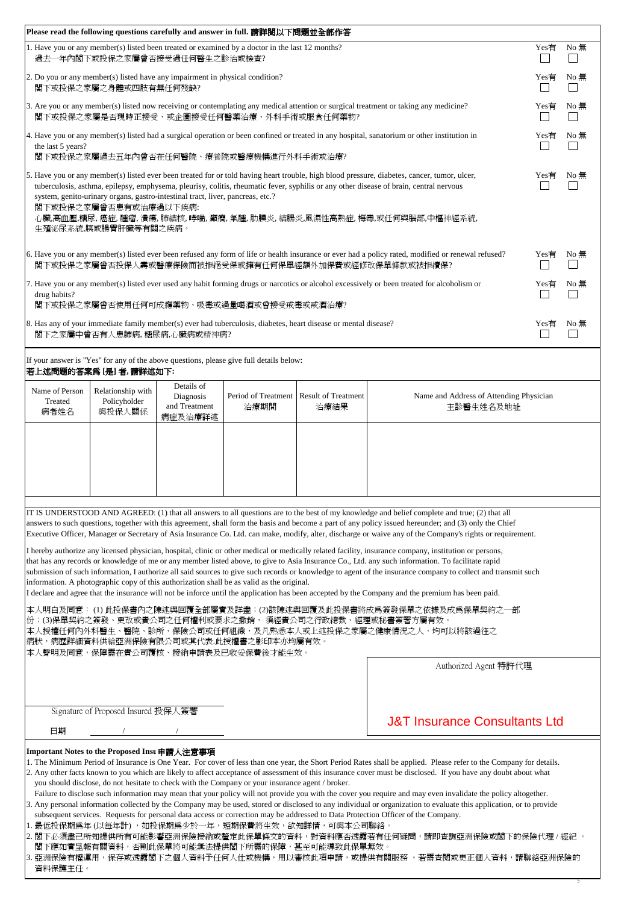**Please read the following questions carefully and answer in full. 請詳閱以下問題並全部作答**

| | Yes有 | No 無 |
|---|---|---|
| 1. Have you or any member(s) listed been treated or examined by a doctor in the last 12 months?<br>過去一年內閣下或投保之家屬曾否接受過任何醫生之診治或檢查? | ☐ | ☐ |
| 2. Do you or any member(s) listed have any impairment in physical condition?<br>閣下或投保之家屬之身體或四肢有無任何殘缺? | ☐ | ☐ |
| 3. Are you or any member(s) listed now receiving or contemplating any medical attention or surgical treatment or taking any medicine?<br>閣下或投保之家屬是否現時正接受、或企圖接受任何醫藥治療、外科手術或服食任何藥物? | ☐ | ☐ |
| 4. Have you or any member(s) listed had a surgical operation or been confined or treated in any hospital, sanatorium or other institution in the last 5 years?<br>閣下或投保之家屬過去五年內曾否在任何醫院、療養院或醫療機構進行外科手術或治療? | ☐ | ☐ |
| 5. Have you or any member(s) listed ever been treated for or told having heart trouble, high blood pressure, diabetes, cancer, tumor, ulcer, tuberculosis, asthma, epilepsy, emphysema, pleurisy, colitis, rheumatic fever, syphilis or any other disease of brain, central nervous system, genito-urinary organs, gastro-intestinal tract, liver, pancreas, etc.?<br>閣下或投保之家屬曾否患有或治療過以下疾病:<br>心臟,高血壓,糖尿, 癌症, 腫瘤, 潰瘍, 肺結核, 哮喘, 癲癇, 氣腫, 肋膜炎, 結腸炎,風濕性高熱症, 梅毒,或任何與腦部,中樞神經系統,生殖泌尿系統,胰或腸胃肝臟等有關之疾病。 | ☐ | ☐ |
| 6. Have you or any member(s) listed ever been refused any form of life or health insurance or ever had a policy rated, modified or renewal refused?<br>閣下或投保之家屬曾否投保人壽或醫療保險而被拒絕受保或擁有任何保單經額外加保費或經修改保單條款或被拒續保? | ☐ | ☐ |
| 7. Have you or any member(s) listed ever used any habit forming drugs or narcotics or alcohol excessively or been treated for alcoholism or drug habits?<br>閣下或投保之家屬曾否使用任何可成癮藥物、吸毒或過量喝酒或曾接受戒毒或戒酒治療? | ☐ | ☐ |
| 8. Has any of your immediate family member(s) ever had tuberculosis, diabetes, heart disease or mental disease?<br>閣下之家屬中曾否有人患肺病, 糖尿病,心臟病或精神病? | ☐ | ☐ |

If your answer is "Yes" for any of the above questions, please give full details below:
**若上述問題的答案爲 [是] 者, 請詳述如下:**

| Name of Person Treated 病者姓名 | Relationship with Policyholder 與投保人關係 | Details of Diagnosis and Treatment 病症及治療詳述 | Period of Treatment 治療期間 | Result of Treatment 治療結果 | Name and Address of Attending Physician 主診醫生姓名及地址 |
|---|---|---|---|---|---|
| | | | | | |

IT IS UNDERSTOOD AND AGREED: (1) that all answers to all questions are to the best of my knowledge and belief complete and true; (2) that all answers to such questions, together with this agreement, shall form the basis and become a part of any policy issued hereunder; and (3) only the Chief Executive Officer, Manager or Secretary of Asia Insurance Co. Ltd. can make, modify, alter, discharge or waive any of the Company's rights or requirement.

I hereby authorize any licensed physician, hospital, clinic or other medical or medically related facility, insurance company, institution or persons, that has any records or knowledge of me or any member listed above, to give to Asia Insurance Co., Ltd. any such information. To facilitate rapid submission of such information, I authorize all said sources to give such records or knowledge to agent of the insurance company to collect and transmit such information. A photographic copy of this authorization shall be as valid as the original.
I declare and agree that the insurance will not be inforce until the application has been accepted by the Company and the premium has been paid.

本人明白及同意： (1) 此投保書內之陳述與回覆全部屬實及詳盡；(2)該陳述與回覆及此投保書將成為簽發保單之依據及成為保單契約之一部份；(3)保單契約之簽發、更改或貴公司之任何權利或要求之撤銷， 須經貴公司之行政總裁、經理或秘書簽署方屬有效。
本人授權任何內外科醫生、醫院、診所、保險公司或任何組織，及凡熟悉本人或上述投保之家屬之健康情況之人，均可以將該過往之病狀，病歷詳細資料供給亞洲保險有限公司或其代表.此授權書之影印本亦均屬有效。
本人聲明及同意，保障需在貴公司覆核、接納申請表及已收妥保費後才能生效。

Signature of Proposed Insured 投保人簽署

日期 ____ / ____ / ____

Authorized Agent 特許代理

J&T Insurance Consultants Ltd

**Important Notes to the Proposed Insu 申請人注意事項**

1. The Minimum Period of Insurance is One Year. For cover of less than one year, the Short Period Rates shall be applied. Please refer to the Company for details.
2. Any other facts known to you which are likely to affect acceptance of assessment of this insurance cover must be disclosed. If you have any doubt about what you should disclose, do not hesitate to check with the Company or your insurance agent / broker.
   Failure to disclose such information may mean that your policy will not provide you with the cover you require and may even invalidate the policy altogether.
3. Any personal information collected by the Company may be used, stored or disclosed to any individual or organization to evaluate this application, or to provide subsequent services. Requests for personal data access or correction may be addressed to Data Protection Officer of the Company.

1. 最低投保期爲年 (以每年計) ，如投保期爲少於一年，短期保費將生效，欲知詳情，可與本公司聯絡。
2. 閣下必須盡已所知提供所有可能影響亞洲保險接納或釐定此保單條文的資料，對資料應否透露若有任何疑問，請即查詢亞洲保險或閣下的保險代理 / 經紀 。閣下應如實呈報有關資料，否則此保單將可能無法提供閣下所需的保障，甚至可能導致此保單無效。
3. 亞洲保險有權運用，保存或透露閣下之個人資料予任何人仕或機構，用以審核此項申請，或提供有關服務 。若需查閱或更正個人資料，請聯絡亞洲保險的資料保護主任。